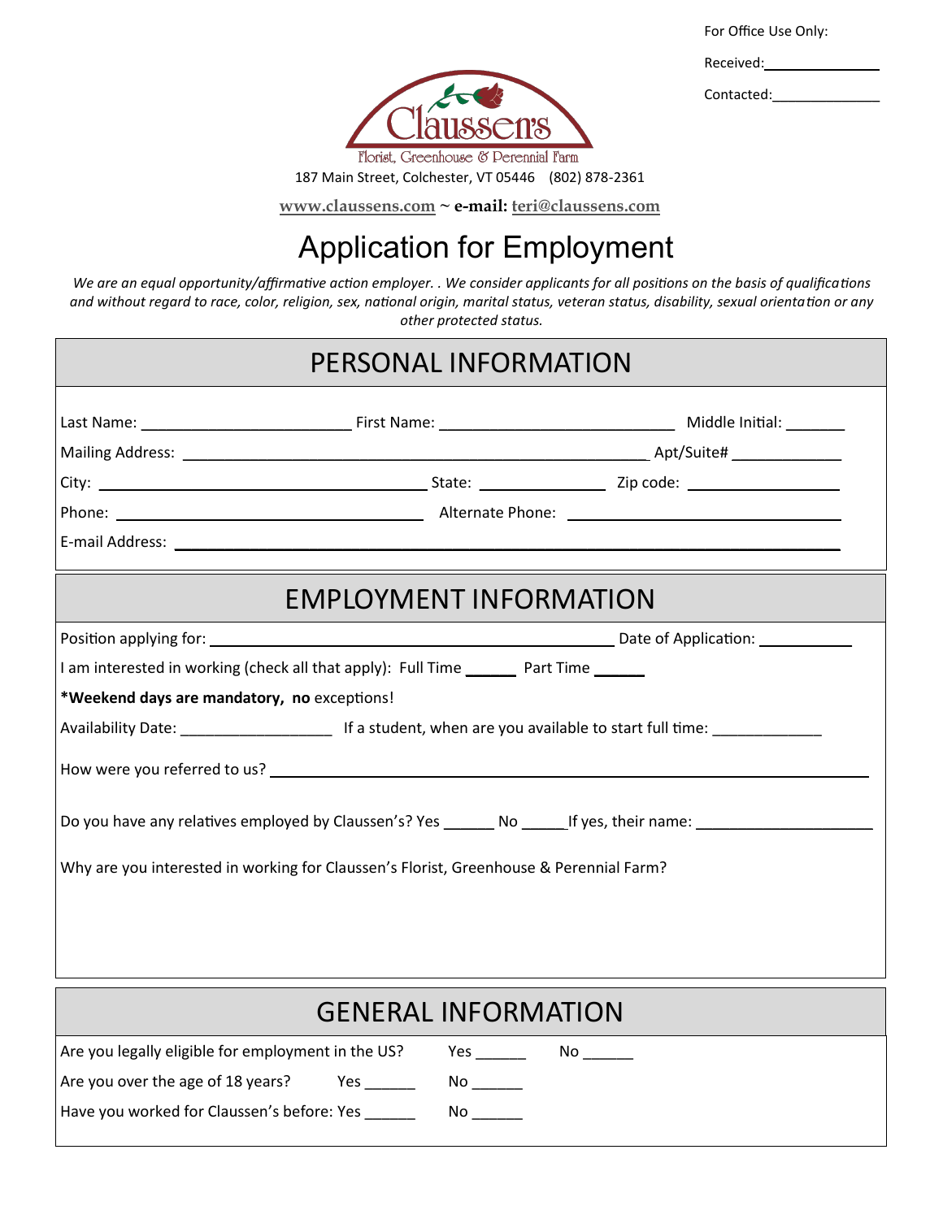For Office Use Only:

Received:_______________

Contacted:______________

Claussen's

Florist, Greenhouse & Perennial Farm

187 Main Street, Colchester, VT 05446 (802) 878-2361

**www.claussens.com ~ e-mail: teri@claussens.com**

# Application for Employment

*We are an equal opportunity/affirmative action employer. . We consider applicants for all positions on the basis of qualifications and without regard to race, color, religion, sex, national origin, marital status, veteran status, disability, sexual orientation or any other protected status.*

## PERSONAL INFORMATION

Last Name: ________________________ First Name: ___________________________ Middle Initial: _______

Mailing Address: _______________________________________________________ Apt/Suite# _____________

City: _______________________________________ State: _______________ Zip code: __________________

Phone: ____________________________________ Alternate Phone: ________________________________

E-mail Address: ___________________________________________________________________________

## EMPLOYMENT INFORMATION

Position applying for: _______________________________________________ Date of Application: ___________

I am interested in working (check all that apply): Full Time ______ Part Time ______

**\*Weekend days are mandatory, no** exceptions!

Availability Date: __________________ If a student, when are you available to start full time: _____________

How were you referred to us? __________________________________________________________________

Do you have any relatives employed by Claussen's? Yes ______ No _____ If yes, their name: _____________________

Why are you interested in working for Claussen's Florist, Greenhouse & Perennial Farm?

## GENERAL INFORMATION

Are you legally eligible for employment in the US? Yes ______ No ______

Are you over the age of 18 years? Yes ______ No ______

Have you worked for Claussen's before: Yes ______ No ______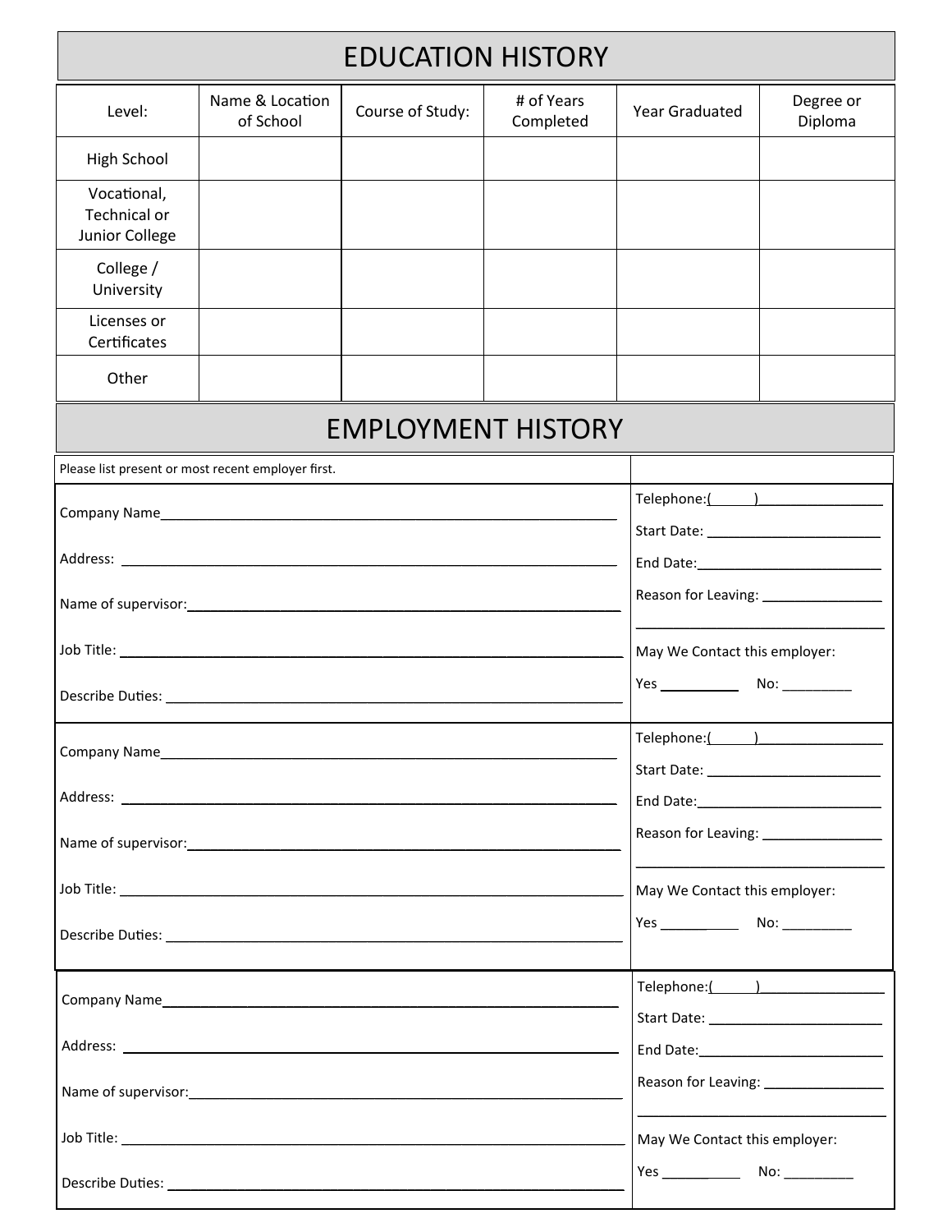# EDUCATION HISTORY

| Level: | Name & Location of School | Course of Study: | # of Years Completed | Year Graduated | Degree or Diploma |
|---|---|---|---|---|---|
| High School | | | | | |
| Vocational, Technical or Junior College | | | | | |
| College / University | | | | | |
| Licenses or Certificates | | | | | |
| Other | | | | | |

# EMPLOYMENT HISTORY

Please list present or most recent employer first.

| | |
|---|---|
| Company Name_______________________________ | Telephone:(\_\_\_\_\_\_)\_\_\_\_\_\_\_\_\_\_\_\_\_\_ |
| Address: _______________________________ | Start Date: _______________ |
| Name of supervisor:_______________________________ | End Date:_______________ |
| Job Title: _______________________________ | Reason for Leaving: _______________ |
| Describe Duties: _______________________________ | May We Contact this employer: Yes _________ No: _________ |

| | |
|---|---|
| Company Name_______________________________ | Telephone:(\_\_\_\_\_\_)\_\_\_\_\_\_\_\_\_\_\_\_\_\_ |
| Address: _______________________________ | Start Date: _______________ |
| Name of supervisor:_______________________________ | End Date:_______________ |
| Job Title: _______________________________ | Reason for Leaving: _______________ |
| Describe Duties: _______________________________ | May We Contact this employer: Yes _________ No: _________ |

| | |
|---|---|
| Company Name_______________________________ | Telephone:(\_\_\_\_\_\_)\_\_\_\_\_\_\_\_\_\_\_\_\_\_ |
| Address: _______________________________ | Start Date: _______________ |
| Name of supervisor:_______________________________ | End Date:_______________ |
| Job Title: _______________________________ | Reason for Leaving: _______________ |
| Describe Duties: _______________________________ | May We Contact this employer: Yes _________ No: _________ |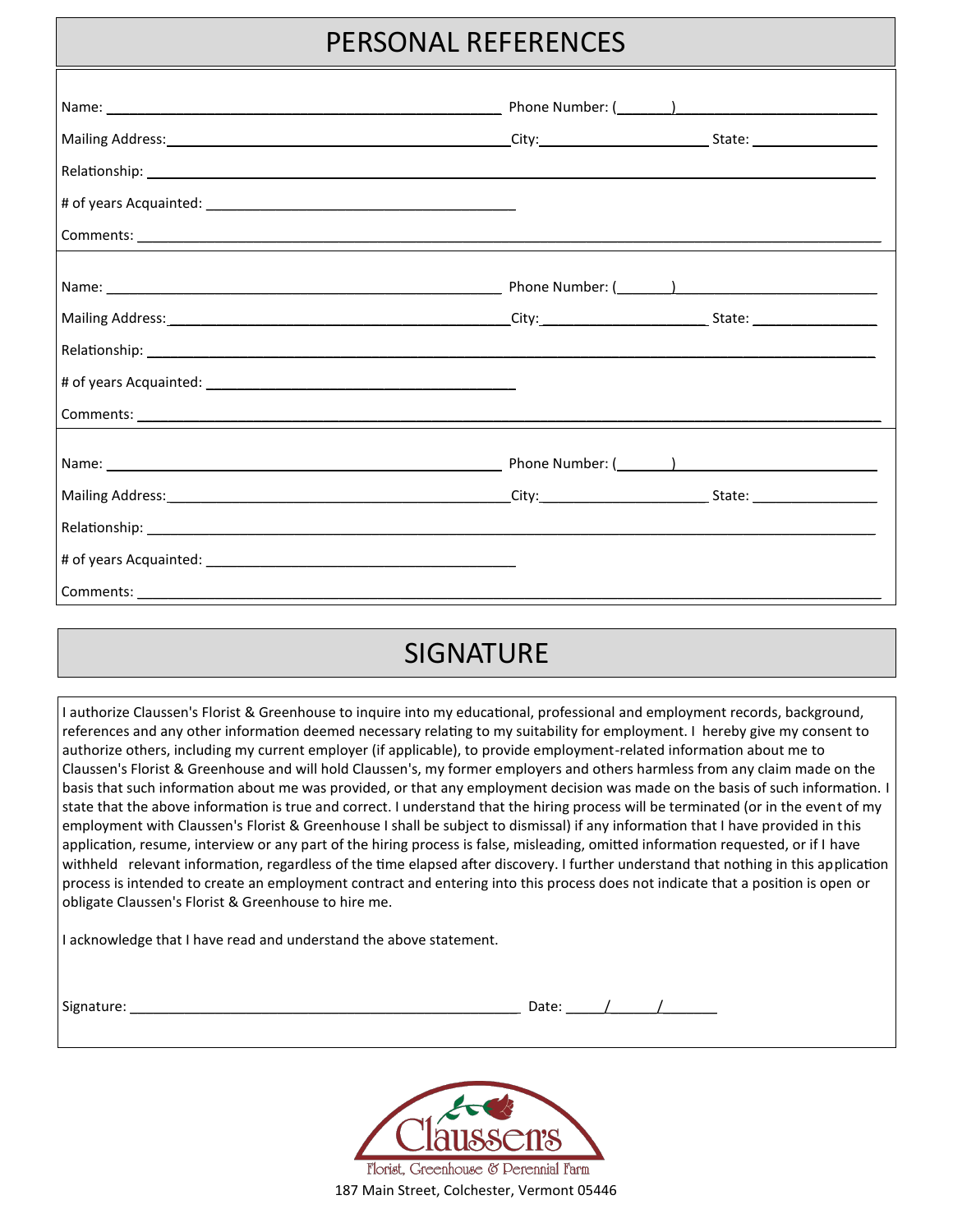## PERSONAL REFERENCES

Name: ______________________________ Phone Number: (______) ______________________

Mailing Address: ______________________________ City: ________________ State: ____________

Relationship: ______________________________________________________________

# of years Acquainted: ______________________________

Comments: ______________________________________________________________

Name: ______________________________ Phone Number: (______) ______________________

Mailing Address: ______________________________ City: ________________ State: ____________

Relationship: ______________________________________________________________

# of years Acquainted: ______________________________

Comments: ______________________________________________________________

Name: ______________________________ Phone Number: (______) ______________________

Mailing Address: ______________________________ City: ________________ State: ____________

Relationship: ______________________________________________________________

# of years Acquainted: ______________________________

Comments: ______________________________________________________________

## SIGNATURE

I authorize Claussen's Florist & Greenhouse to inquire into my educational, professional and employment records, background, references and any other information deemed necessary relating to my suitability for employment. I hereby give my consent to authorize others, including my current employer (if applicable), to provide employment-related information about me to Claussen's Florist & Greenhouse and will hold Claussen's, my former employers and others harmless from any claim made on the basis that such information about me was provided, or that any employment decision was made on the basis of such information. I state that the above information is true and correct. I understand that the hiring process will be terminated (or in the event of my employment with Claussen's Florist & Greenhouse I shall be subject to dismissal) if any information that I have provided in this application, resume, interview or any part of the hiring process is false, misleading, omitted information requested, or if I have withheld relevant information, regardless of the time elapsed after discovery. I further understand that nothing in this application process is intended to create an employment contract and entering into this process does not indicate that a position is open or obligate Claussen's Florist & Greenhouse to hire me.

I acknowledge that I have read and understand the above statement.

Signature: ______________________________ Date: _____/_____/_______

Claussen's

Florist, Greenhouse & Perennial Farm

187 Main Street, Colchester, Vermont 05446